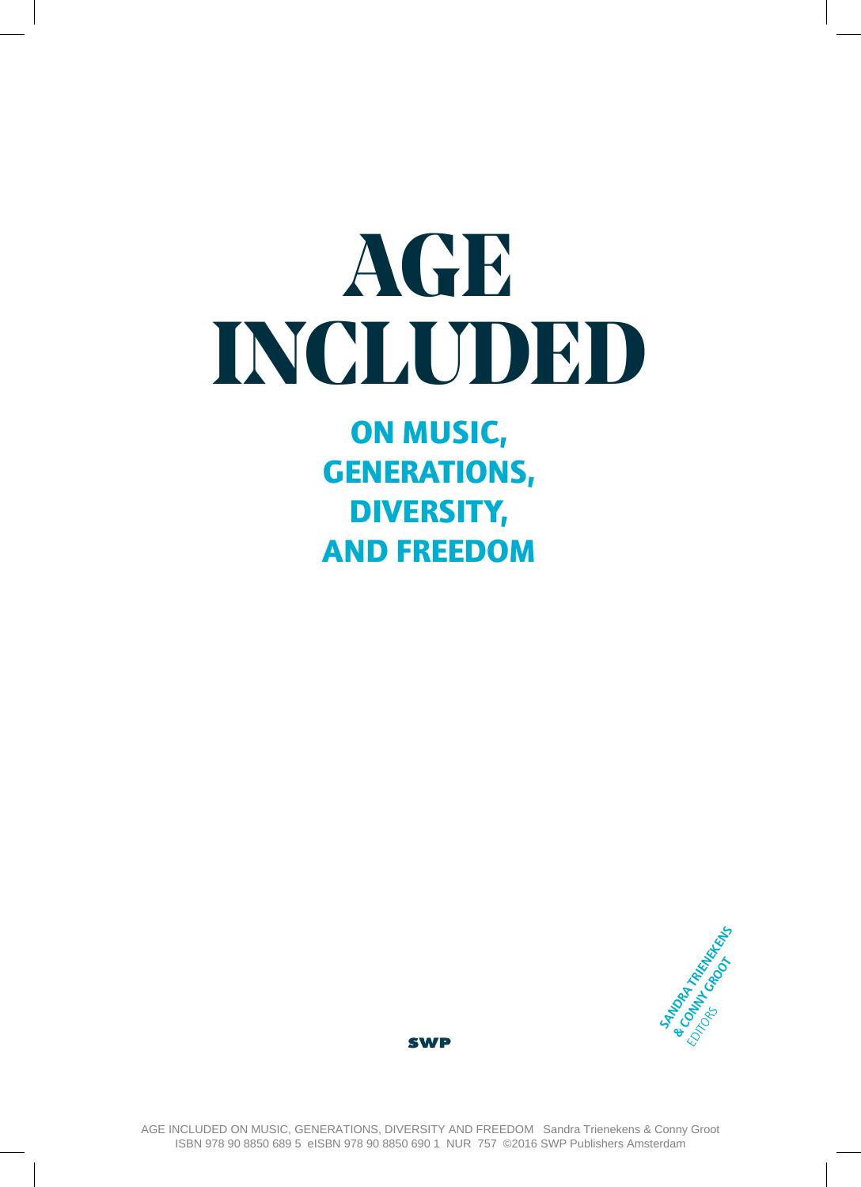# AGE INCLUDED

## ON MUSIC, GENERATIONS, DIVERSITY, AND FREEDOM

SANDRA TRIENEKENS & CONNY GROOT
EDITORS

SWP

AGE INCLUDED ON MUSIC, GENERATIONS, DIVERSITY AND FREEDOM Sandra Trienekens & Conny Groot
ISBN 978 90 8850 689 5 eISBN 978 90 8850 690 1 NUR 757 ©2016 SWP Publishers Amsterdam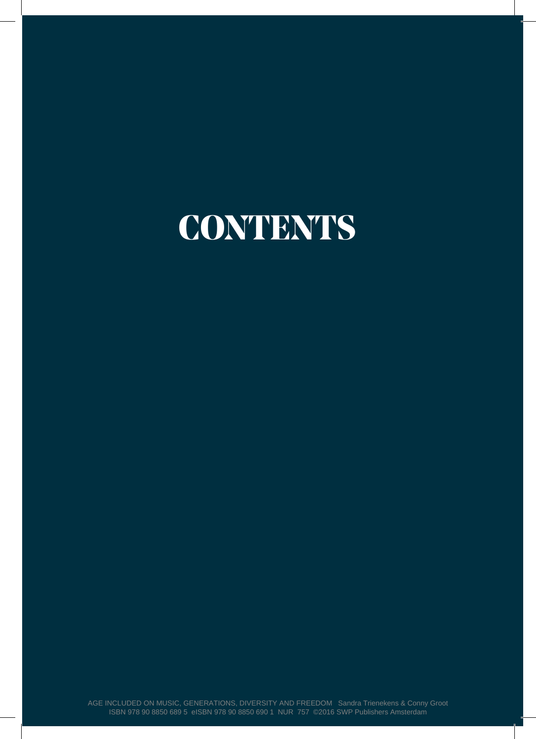# CONTENTS

AGE INCLUDED ON MUSIC, GENERATIONS, DIVERSITY AND FREEDOM Sandra Trienekens & Conny Groot
ISBN 978 90 8850 689 5 eISBN 978 90 8850 690 1 NUR 757 ©2016 SWP Publishers Amsterdam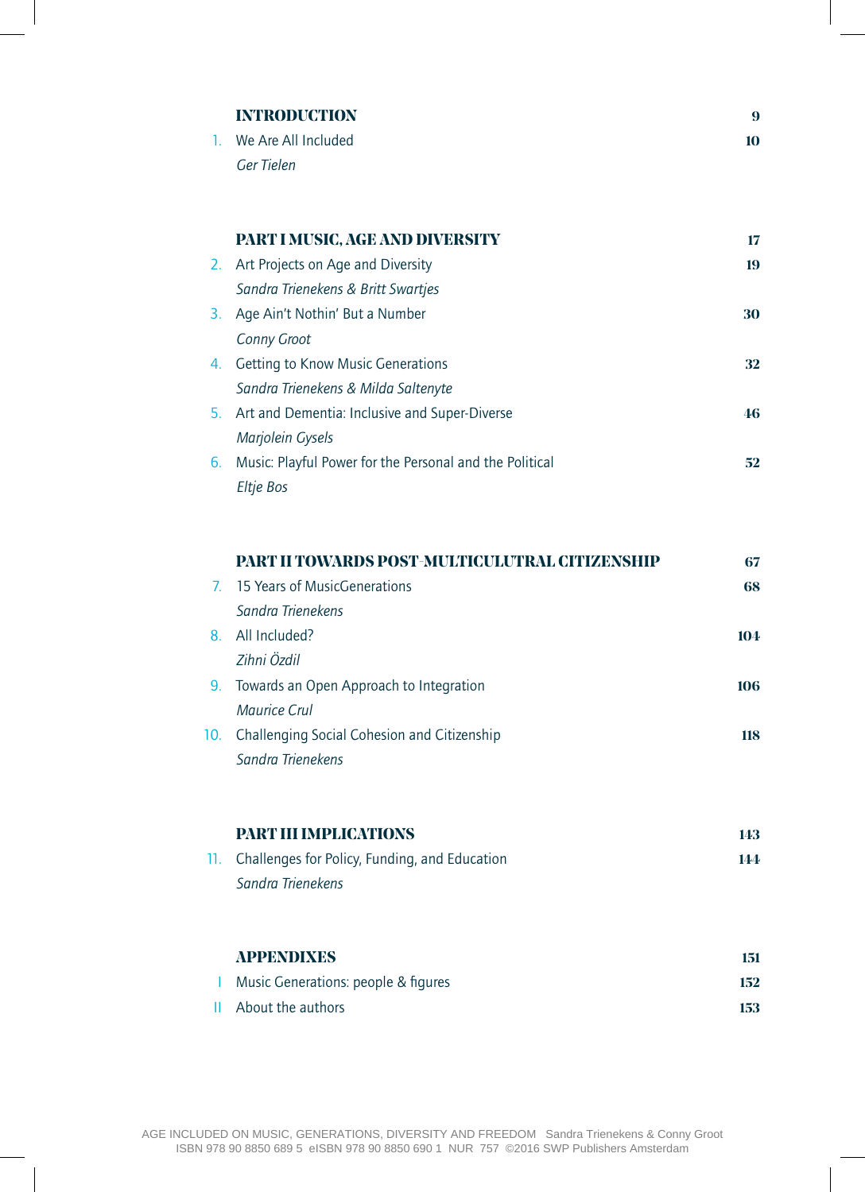| | | |
|---|---|---|
| | **INTRODUCTION** | **9** |
| 1. | We Are All Included<br>*Ger Tielen* | **10** |
| | **PART I MUSIC, AGE AND DIVERSITY** | **17** |
| 2. | Art Projects on Age and Diversity<br>*Sandra Trienekens & Britt Swartjes* | **19** |
| 3. | Age Ain't Nothin' But a Number<br>*Conny Groot* | **30** |
| 4. | Getting to Know Music Generations<br>*Sandra Trienekens & Milda Saltenyte* | **32** |
| 5. | Art and Dementia: Inclusive and Super-Diverse<br>*Marjolein Gysels* | **46** |
| 6. | Music: Playful Power for the Personal and the Political<br>*Eltje Bos* | **52** |
| | **PART II TOWARDS POST-MULTICULUTRAL CITIZENSHIP** | **67** |
| 7. | 15 Years of MusicGenerations<br>*Sandra Trienekens* | **68** |
| 8. | All Included?<br>*Zihni Özdil* | **104** |
| 9. | Towards an Open Approach to Integration<br>*Maurice Crul* | **106** |
| 10. | Challenging Social Cohesion and Citizenship<br>*Sandra Trienekens* | **118** |
| | **PART III IMPLICATIONS** | **143** |
| 11. | Challenges for Policy, Funding, and Education<br>*Sandra Trienekens* | **144** |
| | **APPENDIXES** | **151** |
| I | Music Generations: people & figures | **152** |
| II | About the authors | **153** |

AGE INCLUDED ON MUSIC, GENERATIONS, DIVERSITY AND FREEDOM Sandra Trienekens & Conny Groot
ISBN 978 90 8850 689 5 eISBN 978 90 8850 690 1 NUR 757 ©2016 SWP Publishers Amsterdam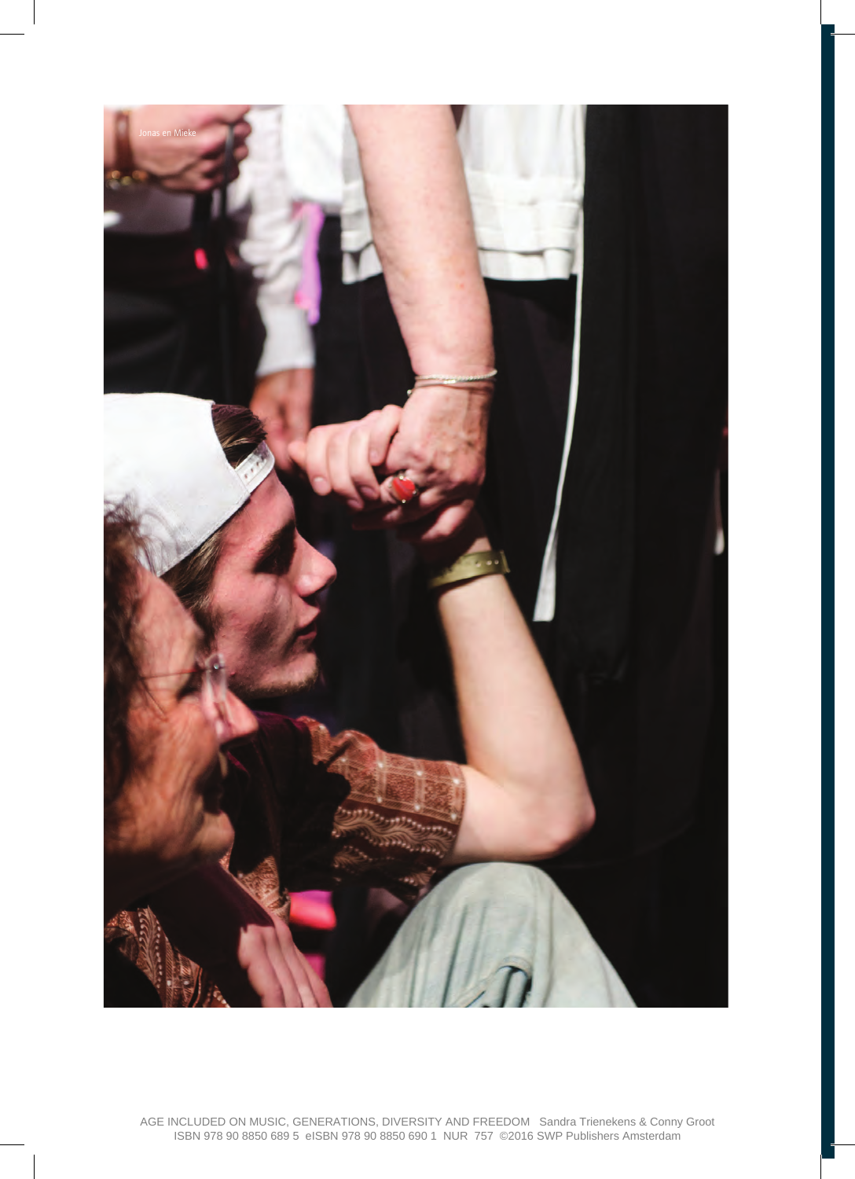Jonas en Mieke

AGE INCLUDED ON MUSIC, GENERATIONS, DIVERSITY AND FREEDOM Sandra Trienekens & Conny Groot
ISBN 978 90 8850 689 5 eISBN 978 90 8850 690 1 NUR 757 ©2016 SWP Publishers Amsterdam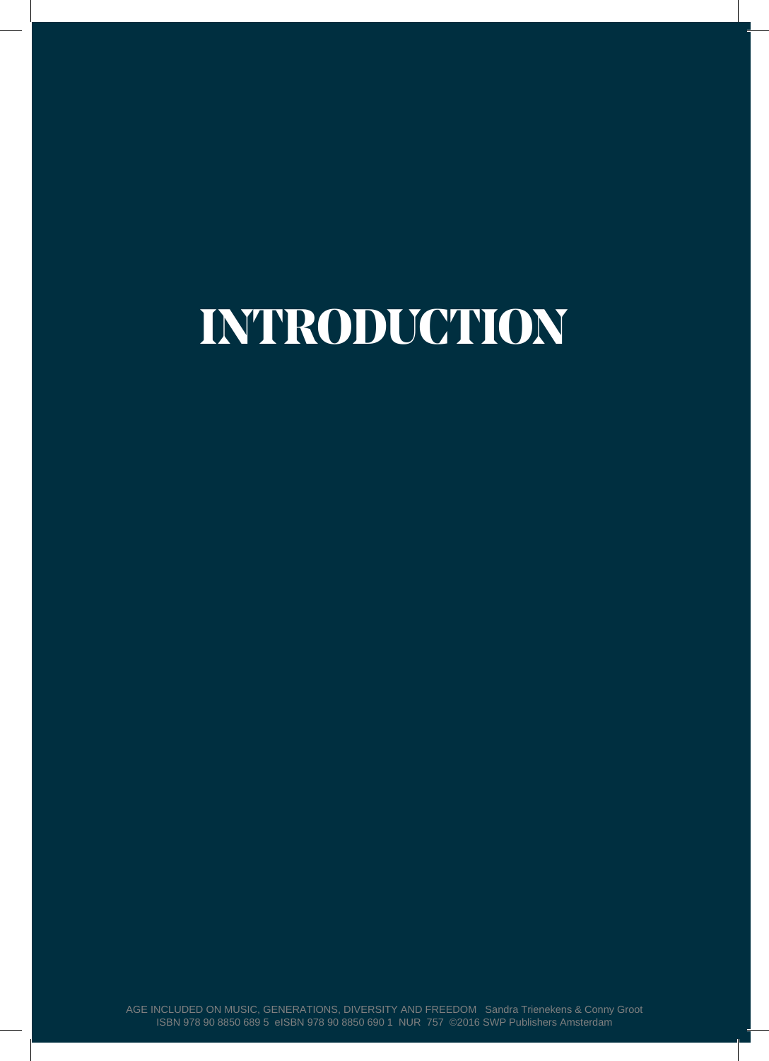# INTRODUCTION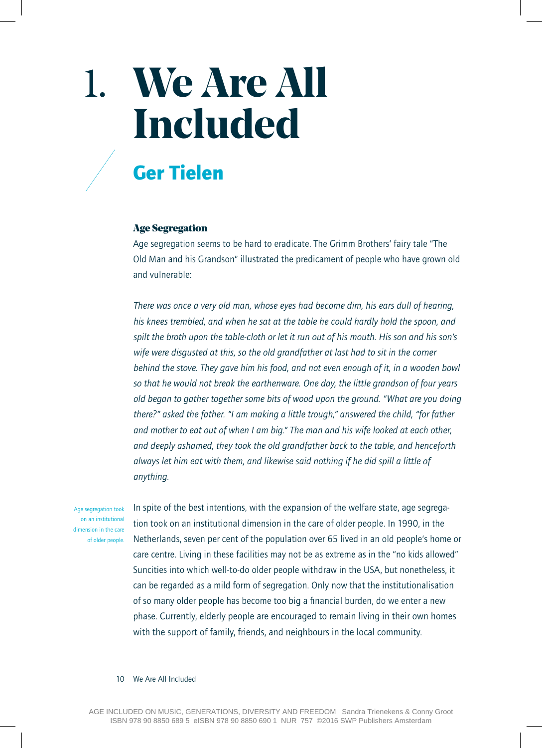# 1. We Are All Included

## Ger Tielen

### Age Segregation

Age segregation seems to be hard to eradicate. The Grimm Brothers' fairy tale "The Old Man and his Grandson" illustrated the predicament of people who have grown old and vulnerable:

*There was once a very old man, whose eyes had become dim, his ears dull of hearing, his knees trembled, and when he sat at the table he could hardly hold the spoon, and spilt the broth upon the table-cloth or let it run out of his mouth. His son and his son's wife were disgusted at this, so the old grandfather at last had to sit in the corner behind the stove. They gave him his food, and not even enough of it, in a wooden bowl so that he would not break the earthenware. One day, the little grandson of four years old began to gather together some bits of wood upon the ground. "What are you doing there?" asked the father. "I am making a little trough," answered the child, "for father and mother to eat out of when I am big." The man and his wife looked at each other, and deeply ashamed, they took the old grandfather back to the table, and henceforth always let him eat with them, and likewise said nothing if he did spill a little of anything.*

Age segregation took on an institutional dimension in the care of older people.

In spite of the best intentions, with the expansion of the welfare state, age segregation took on an institutional dimension in the care of older people. In 1990, in the Netherlands, seven per cent of the population over 65 lived in an old people's home or care centre. Living in these facilities may not be as extreme as in the "no kids allowed" Suncities into which well-to-do older people withdraw in the USA, but nonetheless, it can be regarded as a mild form of segregation. Only now that the institutionalisation of so many older people has become too big a financial burden, do we enter a new phase. Currently, elderly people are encouraged to remain living in their own homes with the support of family, friends, and neighbours in the local community.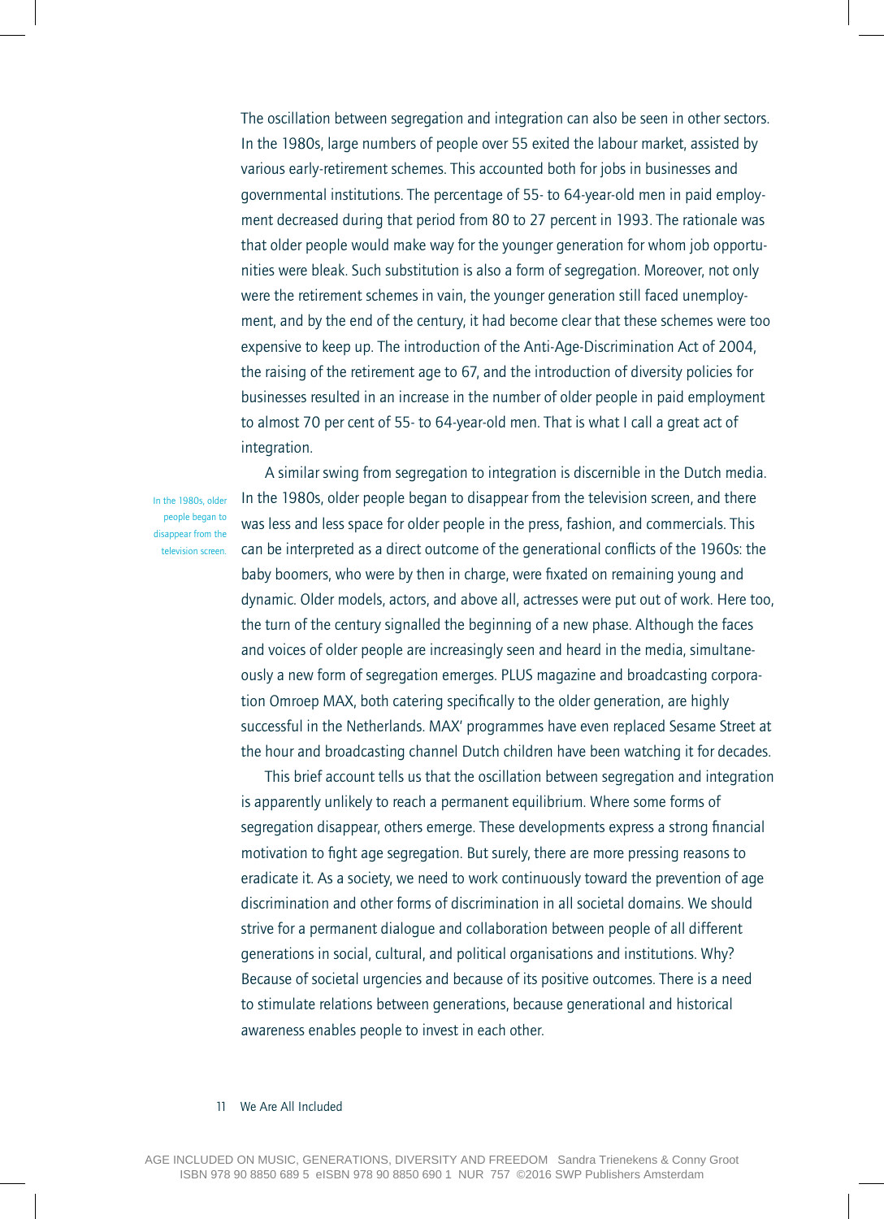The oscillation between segregation and integration can also be seen in other sectors. In the 1980s, large numbers of people over 55 exited the labour market, assisted by various early-retirement schemes. This accounted both for jobs in businesses and governmental institutions. The percentage of 55- to 64-year-old men in paid employment decreased during that period from 80 to 27 percent in 1993. The rationale was that older people would make way for the younger generation for whom job opportunities were bleak. Such substitution is also a form of segregation. Moreover, not only were the retirement schemes in vain, the younger generation still faced unemployment, and by the end of the century, it had become clear that these schemes were too expensive to keep up. The introduction of the Anti-Age-Discrimination Act of 2004, the raising of the retirement age to 67, and the introduction of diversity policies for businesses resulted in an increase in the number of older people in paid employment to almost 70 per cent of 55- to 64-year-old men. That is what I call a great act of integration.

*In the 1980s, older people began to disappear from the television screen.*

A similar swing from segregation to integration is discernible in the Dutch media. In the 1980s, older people began to disappear from the television screen, and there was less and less space for older people in the press, fashion, and commercials. This can be interpreted as a direct outcome of the generational conflicts of the 1960s: the baby boomers, who were by then in charge, were fixated on remaining young and dynamic. Older models, actors, and above all, actresses were put out of work. Here too, the turn of the century signalled the beginning of a new phase. Although the faces and voices of older people are increasingly seen and heard in the media, simultaneously a new form of segregation emerges. PLUS magazine and broadcasting corporation Omroep MAX, both catering specifically to the older generation, are highly successful in the Netherlands. MAX' programmes have even replaced Sesame Street at the hour and broadcasting channel Dutch children have been watching it for decades.

This brief account tells us that the oscillation between segregation and integration is apparently unlikely to reach a permanent equilibrium. Where some forms of segregation disappear, others emerge. These developments express a strong financial motivation to fight age segregation. But surely, there are more pressing reasons to eradicate it. As a society, we need to work continuously toward the prevention of age discrimination and other forms of discrimination in all societal domains. We should strive for a permanent dialogue and collaboration between people of all different generations in social, cultural, and political organisations and institutions. Why? Because of societal urgencies and because of its positive outcomes. There is a need to stimulate relations between generations, because generational and historical awareness enables people to invest in each other.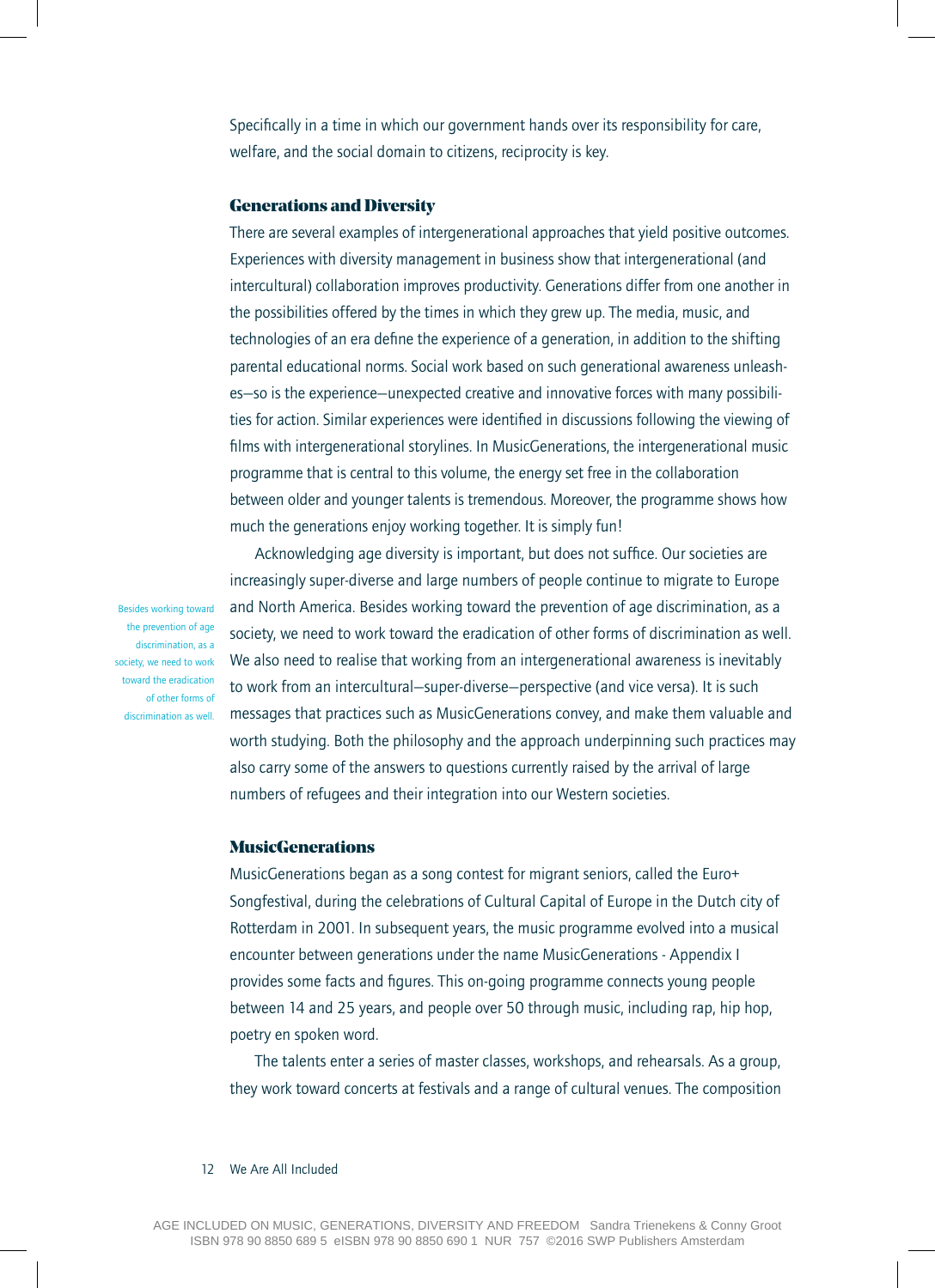Specifically in a time in which our government hands over its responsibility for care, welfare, and the social domain to citizens, reciprocity is key.

## Generations and Diversity

There are several examples of intergenerational approaches that yield positive outcomes. Experiences with diversity management in business show that intergenerational (and intercultural) collaboration improves productivity. Generations differ from one another in the possibilities offered by the times in which they grew up. The media, music, and technologies of an era define the experience of a generation, in addition to the shifting parental educational norms. Social work based on such generational awareness unleashes—so is the experience—unexpected creative and innovative forces with many possibilities for action. Similar experiences were identified in discussions following the viewing of films with intergenerational storylines. In MusicGenerations, the intergenerational music programme that is central to this volume, the energy set free in the collaboration between older and younger talents is tremendous. Moreover, the programme shows how much the generations enjoy working together. It is simply fun!

Acknowledging age diversity is important, but does not suffice. Our societies are increasingly super-diverse and large numbers of people continue to migrate to Europe and North America. Besides working toward the prevention of age discrimination, as a society, we need to work toward the eradication of other forms of discrimination as well. We also need to realise that working from an intergenerational awareness is inevitably to work from an intercultural—super-diverse—perspective (and vice versa). It is such messages that practices such as MusicGenerations convey, and make them valuable and worth studying. Both the philosophy and the approach underpinning such practices may also carry some of the answers to questions currently raised by the arrival of large numbers of refugees and their integration into our Western societies.

> Besides working toward the prevention of age discrimination, as a society, we need to work toward the eradication of other forms of discrimination as well.

## MusicGenerations

MusicGenerations began as a song contest for migrant seniors, called the Euro+ Songfestival, during the celebrations of Cultural Capital of Europe in the Dutch city of Rotterdam in 2001. In subsequent years, the music programme evolved into a musical encounter between generations under the name MusicGenerations - Appendix I provides some facts and figures. This on-going programme connects young people between 14 and 25 years, and people over 50 through music, including rap, hip hop, poetry en spoken word.

The talents enter a series of master classes, workshops, and rehearsals. As a group, they work toward concerts at festivals and a range of cultural venues. The composition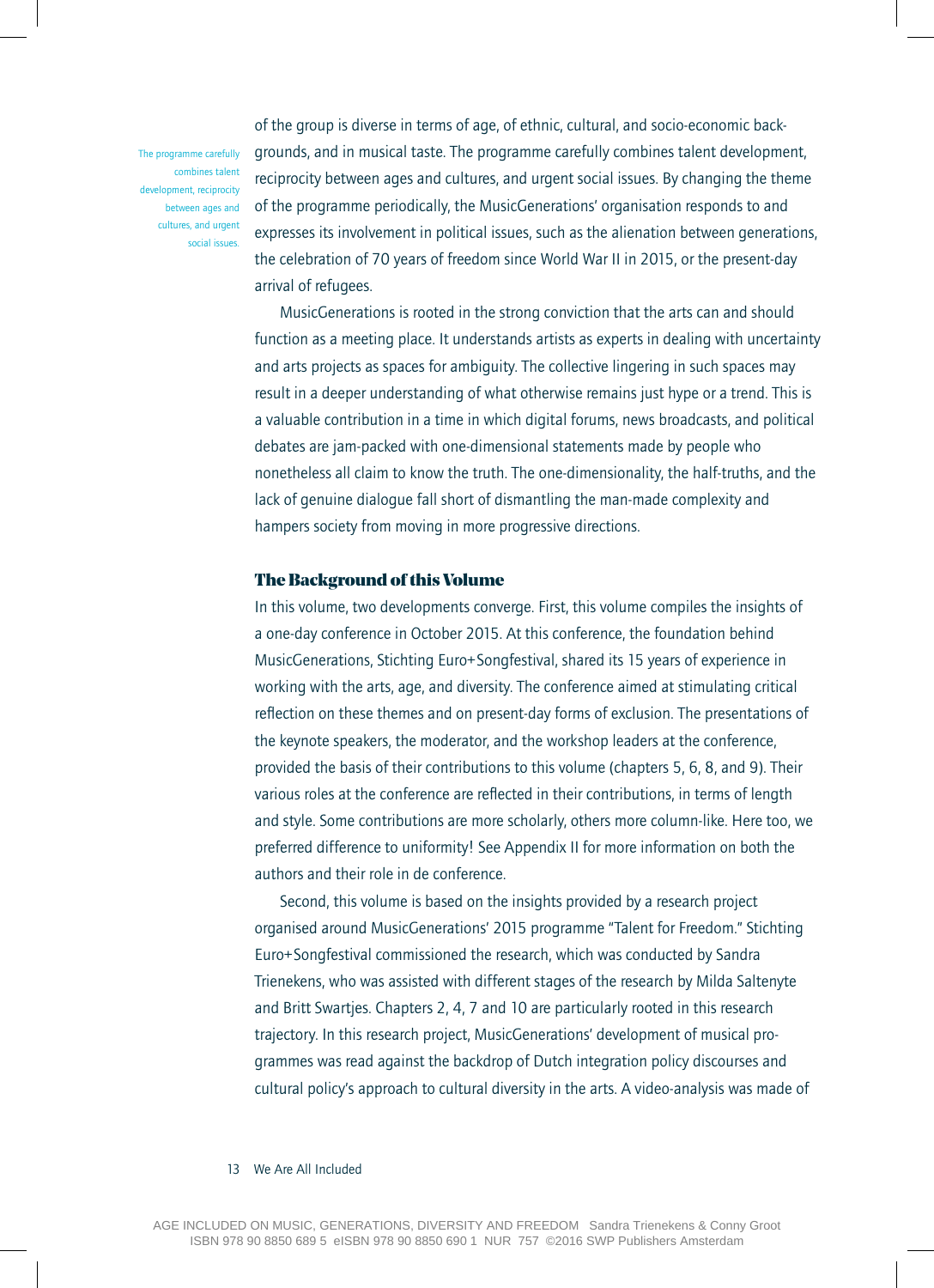of the group is diverse in terms of age, of ethnic, cultural, and socio-economic backgrounds, and in musical taste. The programme carefully combines talent development, reciprocity between ages and cultures, and urgent social issues. By changing the theme of the programme periodically, the MusicGenerations' organisation responds to and expresses its involvement in political issues, such as the alienation between generations, the celebration of 70 years of freedom since World War II in 2015, or the present-day arrival of refugees.

The programme carefully combines talent development, reciprocity between ages and cultures, and urgent social issues.

MusicGenerations is rooted in the strong conviction that the arts can and should function as a meeting place. It understands artists as experts in dealing with uncertainty and arts projects as spaces for ambiguity. The collective lingering in such spaces may result in a deeper understanding of what otherwise remains just hype or a trend. This is a valuable contribution in a time in which digital forums, news broadcasts, and political debates are jam-packed with one-dimensional statements made by people who nonetheless all claim to know the truth. The one-dimensionality, the half-truths, and the lack of genuine dialogue fall short of dismantling the man-made complexity and hampers society from moving in more progressive directions.

## The Background of this Volume

In this volume, two developments converge. First, this volume compiles the insights of a one-day conference in October 2015. At this conference, the foundation behind MusicGenerations, Stichting Euro+Songfestival, shared its 15 years of experience in working with the arts, age, and diversity. The conference aimed at stimulating critical reflection on these themes and on present-day forms of exclusion. The presentations of the keynote speakers, the moderator, and the workshop leaders at the conference, provided the basis of their contributions to this volume (chapters 5, 6, 8, and 9). Their various roles at the conference are reflected in their contributions, in terms of length and style. Some contributions are more scholarly, others more column-like. Here too, we preferred difference to uniformity! See Appendix II for more information on both the authors and their role in de conference.

Second, this volume is based on the insights provided by a research project organised around MusicGenerations' 2015 programme "Talent for Freedom." Stichting Euro+Songfestival commissioned the research, which was conducted by Sandra Trienekens, who was assisted with different stages of the research by Milda Saltenyte and Britt Swartjes. Chapters 2, 4, 7 and 10 are particularly rooted in this research trajectory. In this research project, MusicGenerations' development of musical programmes was read against the backdrop of Dutch integration policy discourses and cultural policy's approach to cultural diversity in the arts. A video-analysis was made of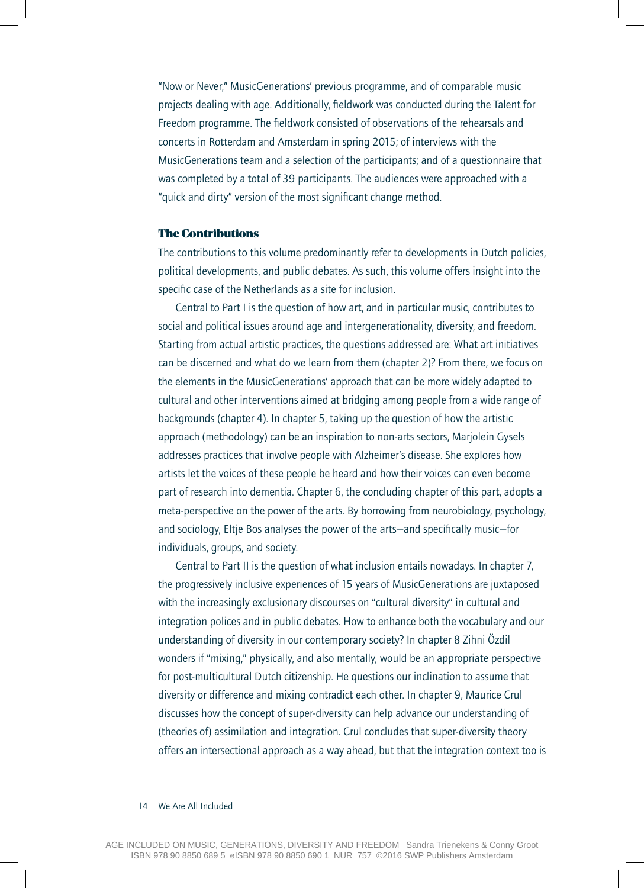"Now or Never," MusicGenerations' previous programme, and of comparable music projects dealing with age. Additionally, fieldwork was conducted during the Talent for Freedom programme. The fieldwork consisted of observations of the rehearsals and concerts in Rotterdam and Amsterdam in spring 2015; of interviews with the MusicGenerations team and a selection of the participants; and of a questionnaire that was completed by a total of 39 participants. The audiences were approached with a "quick and dirty" version of the most significant change method.

## The Contributions

The contributions to this volume predominantly refer to developments in Dutch policies, political developments, and public debates. As such, this volume offers insight into the specific case of the Netherlands as a site for inclusion.

Central to Part I is the question of how art, and in particular music, contributes to social and political issues around age and intergenerationality, diversity, and freedom. Starting from actual artistic practices, the questions addressed are: What art initiatives can be discerned and what do we learn from them (chapter 2)? From there, we focus on the elements in the MusicGenerations' approach that can be more widely adapted to cultural and other interventions aimed at bridging among people from a wide range of backgrounds (chapter 4). In chapter 5, taking up the question of how the artistic approach (methodology) can be an inspiration to non-arts sectors, Marjolein Gysels addresses practices that involve people with Alzheimer's disease. She explores how artists let the voices of these people be heard and how their voices can even become part of research into dementia. Chapter 6, the concluding chapter of this part, adopts a meta-perspective on the power of the arts. By borrowing from neurobiology, psychology, and sociology, Eltje Bos analyses the power of the arts—and specifically music—for individuals, groups, and society.

Central to Part II is the question of what inclusion entails nowadays. In chapter 7, the progressively inclusive experiences of 15 years of MusicGenerations are juxtaposed with the increasingly exclusionary discourses on "cultural diversity" in cultural and integration polices and in public debates. How to enhance both the vocabulary and our understanding of diversity in our contemporary society? In chapter 8 Zihni Özdil wonders if "mixing," physically, and also mentally, would be an appropriate perspective for post-multicultural Dutch citizenship. He questions our inclination to assume that diversity or difference and mixing contradict each other. In chapter 9, Maurice Crul discusses how the concept of super-diversity can help advance our understanding of (theories of) assimilation and integration. Crul concludes that super-diversity theory offers an intersectional approach as a way ahead, but that the integration context too is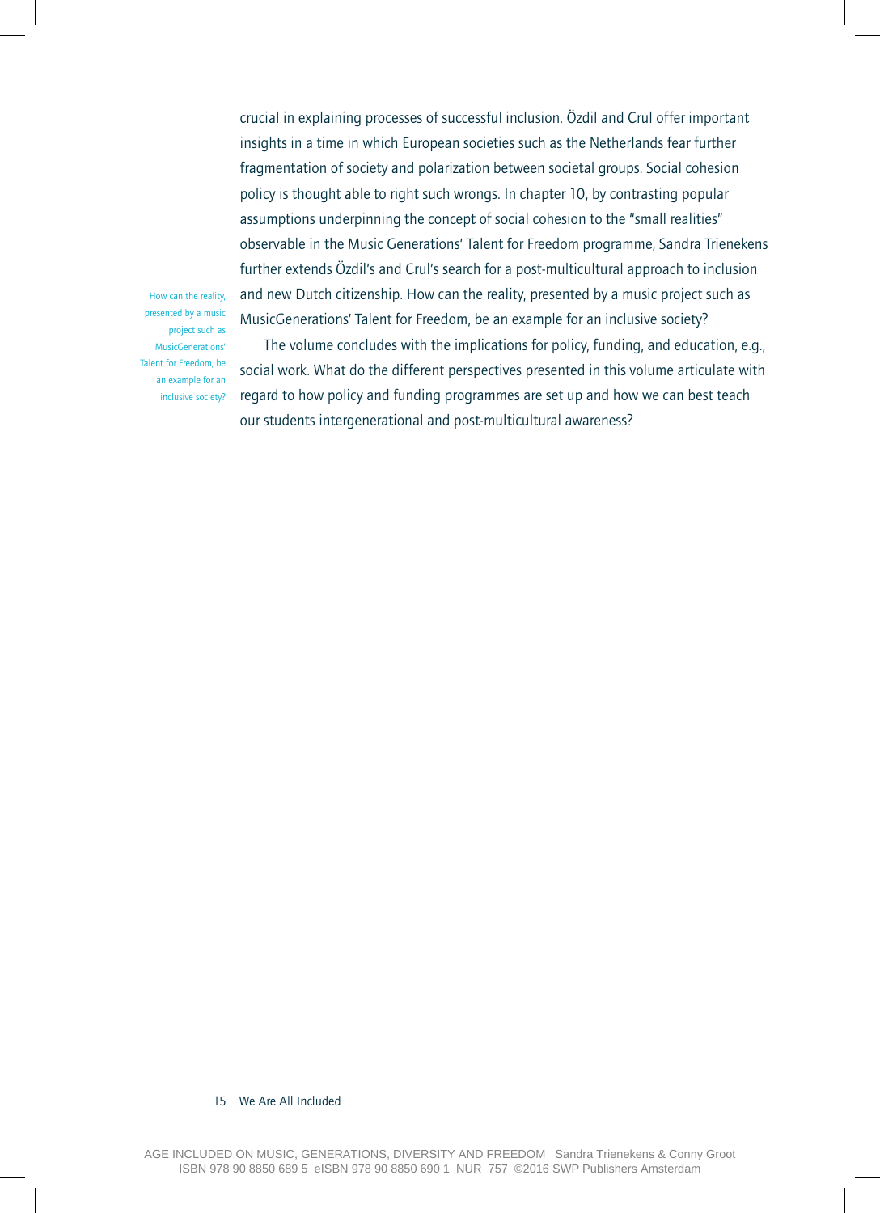crucial in explaining processes of successful inclusion. Özdil and Crul offer important insights in a time in which European societies such as the Netherlands fear further fragmentation of society and polarization between societal groups. Social cohesion policy is thought able to right such wrongs. In chapter 10, by contrasting popular assumptions underpinning the concept of social cohesion to the "small realities" observable in the Music Generations' Talent for Freedom programme, Sandra Trienekens further extends Özdil's and Crul's search for a post-multicultural approach to inclusion and new Dutch citizenship. How can the reality, presented by a music project such as MusicGenerations' Talent for Freedom, be an example for an inclusive society?

> How can the reality, presented by a music project such as MusicGenerations' Talent for Freedom, be an example for an inclusive society?

The volume concludes with the implications for policy, funding, and education, e.g., social work. What do the different perspectives presented in this volume articulate with regard to how policy and funding programmes are set up and how we can best teach our students intergenerational and post-multicultural awareness?